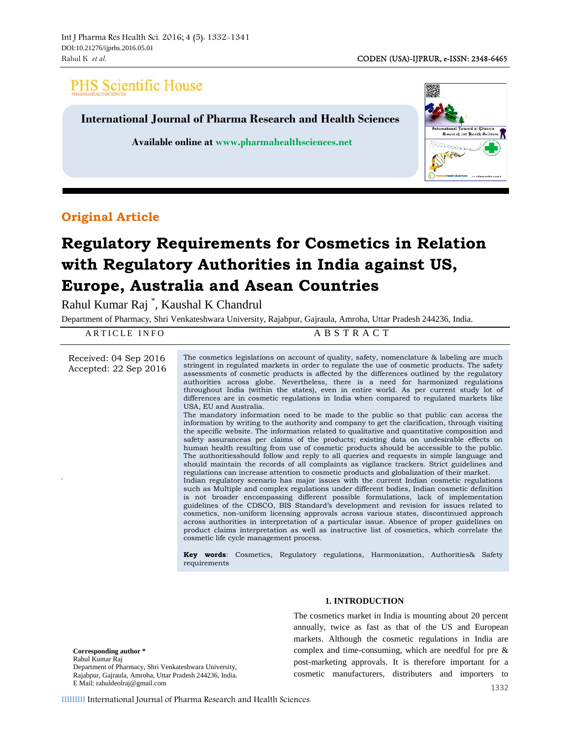PHS Scientific House

International Journal of Pharma Research and Health Sciences

Available online at www.pharmahealthsciences.net

## Original Article

# Regulatory Requirements for Cosmetics in Relation with Regulatory Authorities in India against US, Europe, Australia and Asean Countries

Rahul Kumar Raj [*], Kaushal K Chandrul

Department of Pharmacy, Shri Venkateshwara University, Rajabpur, Gajraula, Amroha, Uttar Pradesh 244236, India.

**ARTICLE INFO**

Received: 04 Sep 2016
Accepted: 22 Sep 2016

**ABSTRACT**

The cosmetics legislations on account of quality, safety, nomenclature & labeling are much stringent in regulated markets in order to regulate the use of cosmetic products. The safety assessments of cosmetic products is affected by the differences outlined by the regulatory authorities across globe. Nevertheless, there is a need for harmonized regulations throughout India (within the states), even in entire world. As per current study lot of differences are in cosmetic regulations in India when compared to regulated markets like USA, EU and Australia.

The mandatory information need to be made to the public so that public can access the information by writing to the authority and company to get the clarification, through visiting the specific website. The information related to qualitative and quantitative composition and safety assuranceas per claims of the products; existing data on undesirable effects on human health resulting from use of cosmetic products should be accessible to the public. The authoritiesshould follow and reply to all queries and requests in simple language and should maintain the records of all complaints as vigilance trackers. Strict guidelines and regulations can increase attention to cosmetic products and globalization of their market.

Indian regulatory scenario has major issues with the current Indian cosmetic regulations such as Multiple and complex regulations under different bodies, Indian cosmetic definition is not broader encompassing different possible formulations, lack of implementation guidelines of the CDSCO, BIS Standard's development and revision for issues related to cosmetics, non-uniform licensing approvals across various states, discontinued approach across authorities in interpretation of a particular issue. Absence of proper guidelines on product claims interpretation as well as instructive list of cosmetics, which correlate the cosmetic life cycle management process.

**Key words**: Cosmetics, Regulatory regulations, Harmonization, Authorities& Safety requirements

**Corresponding author ***
Rahul Kumar Raj
Department of Pharmacy, Shri Venkateshwara University,
Rajabpur, Gajraula, Amroha, Uttar Pradesh 244236, India.
E Mail: rahuldeolraj@gmail.com

## 1. INTRODUCTION

The cosmetics market in India is mounting about 20 percent annually, twice as fast as that of the US and European markets. Although the cosmetic regulations in India are complex and time-consuming, which are needful for pre & post-marketing approvals. It is therefore important for a cosmetic manufacturers, distributers and importers to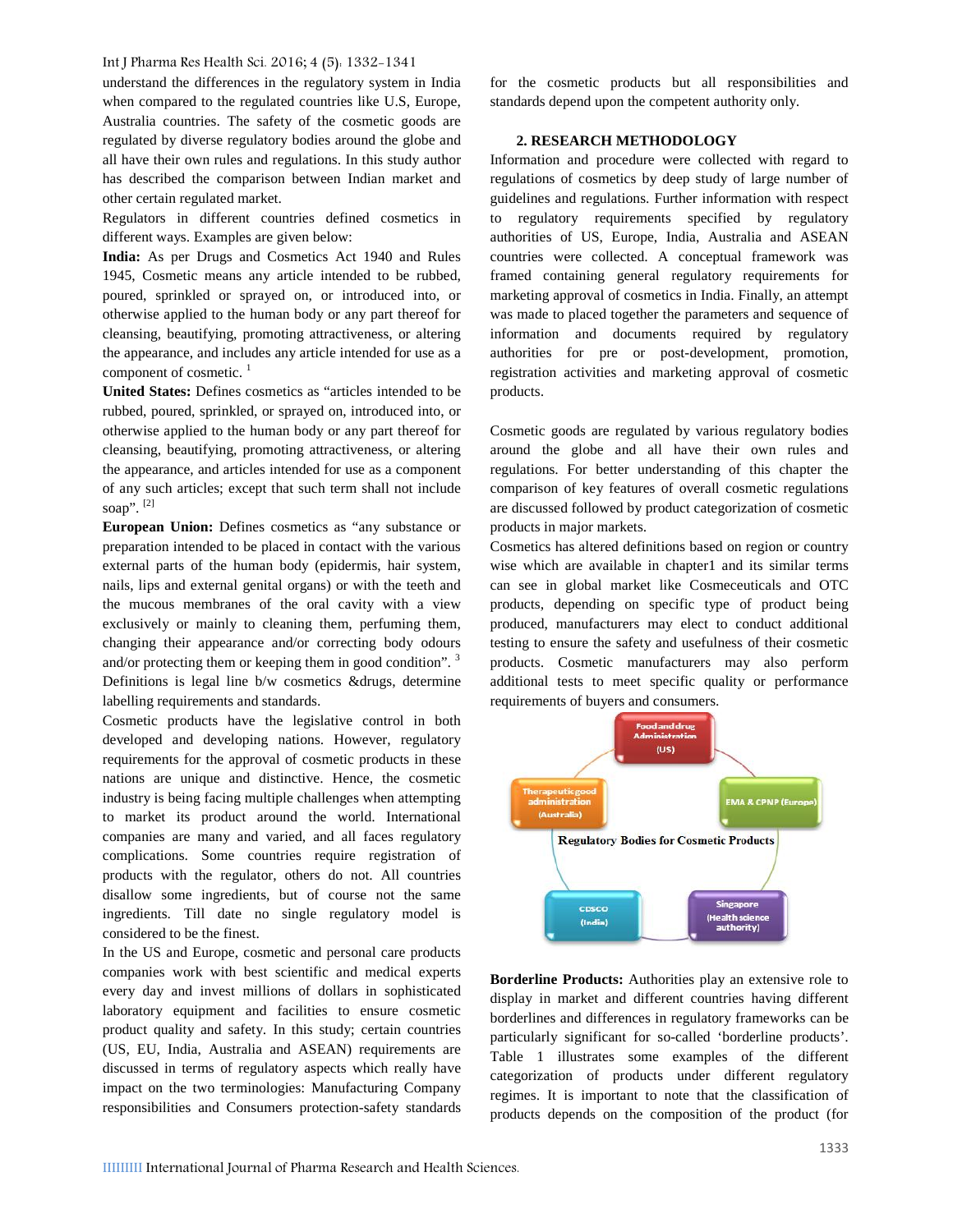understand the differences in the regulatory system in India when compared to the regulated countries like U.S, Europe, Australia countries. The safety of the cosmetic goods are regulated by diverse regulatory bodies around the globe and all have their own rules and regulations. In this study author has described the comparison between Indian market and other certain regulated market.

Regulators in different countries defined cosmetics in different ways. Examples are given below:

**India:** As per Drugs and Cosmetics Act 1940 and Rules 1945, Cosmetic means any article intended to be rubbed, poured, sprinkled or sprayed on, or introduced into, or otherwise applied to the human body or any part thereof for cleansing, beautifying, promoting attractiveness, or altering the appearance, and includes any article intended for use as a component of cosmetic. [1]

**United States:** Defines cosmetics as "articles intended to be rubbed, poured, sprinkled, or sprayed on, introduced into, or otherwise applied to the human body or any part thereof for cleansing, beautifying, promoting attractiveness, or altering the appearance, and articles intended for use as a component of any such articles; except that such term shall not include soap". [2]

**European Union:** Defines cosmetics as "any substance or preparation intended to be placed in contact with the various external parts of the human body (epidermis, hair system, nails, lips and external genital organs) or with the teeth and the mucous membranes of the oral cavity with a view exclusively or mainly to cleaning them, perfuming them, changing their appearance and/or correcting body odours and/or protecting them or keeping them in good condition". [3]

Definitions is legal line b/w cosmetics &drugs, determine labelling requirements and standards.

Cosmetic products have the legislative control in both developed and developing nations. However, regulatory requirements for the approval of cosmetic products in these nations are unique and distinctive. Hence, the cosmetic industry is being facing multiple challenges when attempting to market its product around the world. International companies are many and varied, and all faces regulatory complications. Some countries require registration of products with the regulator, others do not. All countries disallow some ingredients, but of course not the same ingredients. Till date no single regulatory model is considered to be the finest.

In the US and Europe, cosmetic and personal care products companies work with best scientific and medical experts every day and invest millions of dollars in sophisticated laboratory equipment and facilities to ensure cosmetic product quality and safety. In this study; certain countries (US, EU, India, Australia and ASEAN) requirements are discussed in terms of regulatory aspects which really have impact on the two terminologies: Manufacturing Company responsibilities and Consumers protection-safety standards for the cosmetic products but all responsibilities and standards depend upon the competent authority only.

## 2. RESEARCH METHODOLOGY

Information and procedure were collected with regard to regulations of cosmetics by deep study of large number of guidelines and regulations. Further information with respect to regulatory requirements specified by regulatory authorities of US, Europe, India, Australia and ASEAN countries were collected. A conceptual framework was framed containing general regulatory requirements for marketing approval of cosmetics in India. Finally, an attempt was made to placed together the parameters and sequence of information and documents required by regulatory authorities for pre or post-development, promotion, registration activities and marketing approval of cosmetic products.

Cosmetic goods are regulated by various regulatory bodies around the globe and all have their own rules and regulations. For better understanding of this chapter the comparison of key features of overall cosmetic regulations are discussed followed by product categorization of cosmetic products in major markets.

Cosmetics has altered definitions based on region or country wise which are available in chapter1 and its similar terms can see in global market like Cosmeceuticals and OTC products, depending on specific type of product being produced, manufacturers may elect to conduct additional testing to ensure the safety and usefulness of their cosmetic products. Cosmetic manufacturers may also perform additional tests to meet specific quality or performance requirements of buyers and consumers.

Regulatory Bodies for Cosmetic Products: Food and drug Administration (US); EMA & CPNP (Europe); Singapore (Health science authority); CDSCO (India); Therapeutic good administration (Australia)

**Borderline Products:** Authorities play an extensive role to display in market and different countries having different borderlines and differences in regulatory frameworks can be particularly significant for so-called 'borderline products'. Table 1 illustrates some examples of the different categorization of products under different regulatory regimes. It is important to note that the classification of products depends on the composition of the product (for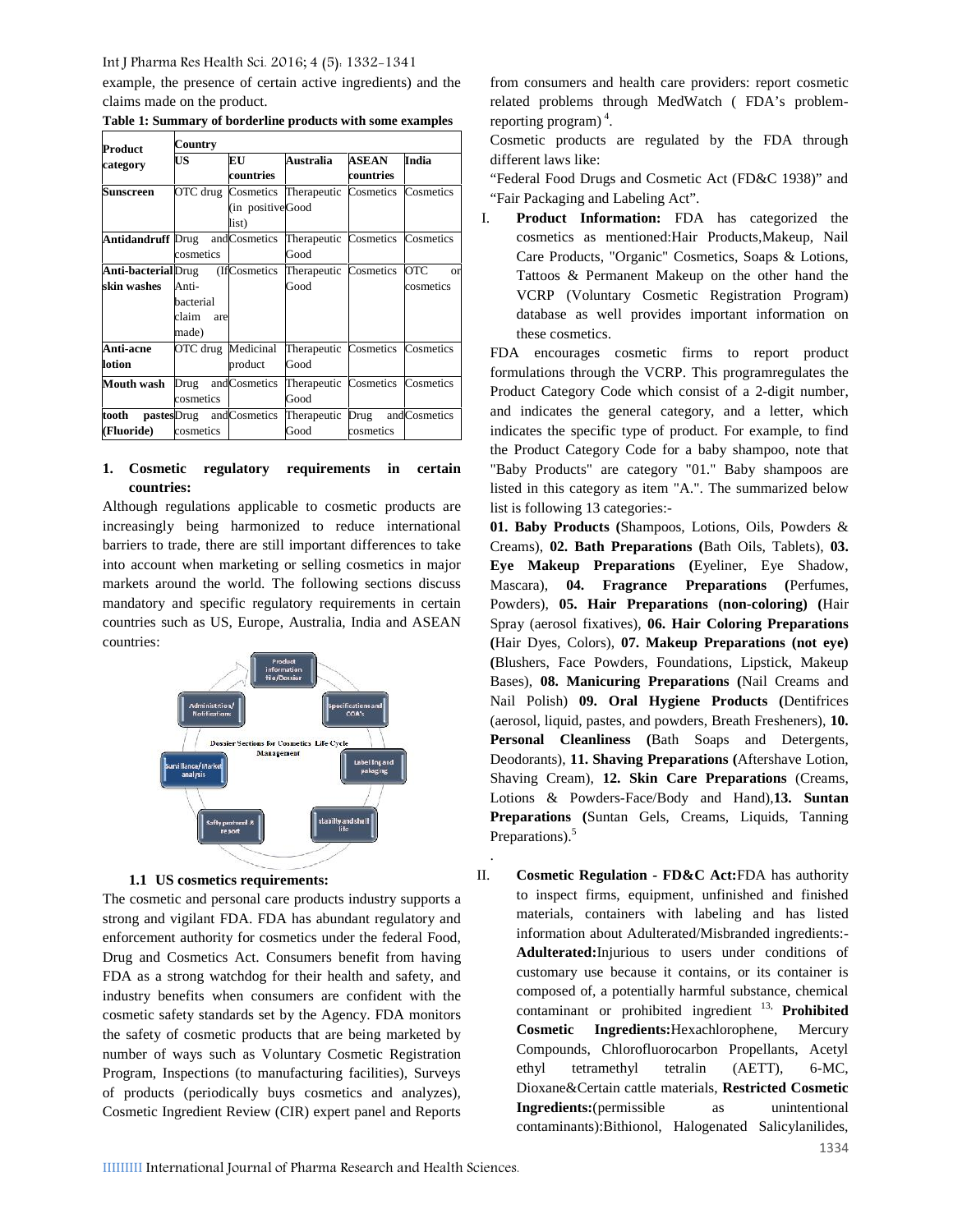example, the presence of certain active ingredients) and the claims made on the product.

**Table 1: Summary of borderline products with some examples**

| Product category | Country | | | | |
|---|---|---|---|---|---|
| | US | EU countries | Australia | ASEAN countries | India |
| **Sunscreen** | OTC drug | Cosmetics (in positive list) | Therapeutic Good | Cosmetics | Cosmetics |
| **Antidandruff** | Drug and cosmetics | Cosmetics | Therapeutic Good | Cosmetics | Cosmetics |
| **Anti-bacterial skin washes** | Drug (If Anti-bacterial claim are made) | Cosmetics | Therapeutic Good | Cosmetics | OTC or cosmetics |
| **Anti-acne lotion** | OTC drug | Medicinal product | Therapeutic Good | Cosmetics | Cosmetics |
| **Mouth wash** | Drug and cosmetics | Cosmetics | Therapeutic Good | Cosmetics | Cosmetics |
| **tooth pastes (Fluoride)** | Drug and cosmetics | Cosmetics | Therapeutic Good | Drug and cosmetics | Cosmetics |

## 1. Cosmetic regulatory requirements in certain countries:

Although regulations applicable to cosmetic products are increasingly being harmonized to reduce international barriers to trade, there are still important differences to take into account when marketing or selling cosmetics in major markets around the world. The following sections discuss mandatory and specific regulatory requirements in certain countries such as US, Europe, Australia, India and ASEAN countries:

Product information file/Dossier → Specifications and COA's → Labelling and pakaging → stability and shelf life → Saftey protocol & report → Surveillance/Market analysis → Administration/ Notifications

Dossier Sections for Cosmetics Life Cycle Management

### 1.1 US cosmetics requirements:

The cosmetic and personal care products industry supports a strong and vigilant FDA. FDA has abundant regulatory and enforcement authority for cosmetics under the federal Food, Drug and Cosmetics Act. Consumers benefit from having FDA as a strong watchdog for their health and safety, and industry benefits when consumers are confident with the cosmetic safety standards set by the Agency. FDA monitors the safety of cosmetic products that are being marketed by number of ways such as Voluntary Cosmetic Registration Program, Inspections (to manufacturing facilities), Surveys of products (periodically buys cosmetics and analyzes), Cosmetic Ingredient Review (CIR) expert panel and Reports from consumers and health care providers: report cosmetic related problems through MedWatch ( FDA's problem-reporting program) [4].

Cosmetic products are regulated by the FDA through different laws like:

"Federal Food Drugs and Cosmetic Act (FD&C 1938)" and "Fair Packaging and Labeling Act".

I. **Product Information:** FDA has categorized the cosmetics as mentioned:Hair Products,Makeup, Nail Care Products, "Organic" Cosmetics, Soaps & Lotions, Tattoos & Permanent Makeup on the other hand the VCRP (Voluntary Cosmetic Registration Program) database as well provides important information on these cosmetics.

FDA encourages cosmetic firms to report product formulations through the VCRP. This programregulates the Product Category Code which consist of a 2-digit number, and indicates the general category, and a letter, which indicates the specific type of product. For example, to find the Product Category Code for a baby shampoo, note that "Baby Products" are category "01." Baby shampoos are listed in this category as item "A.". The summarized below list is following 13 categories:-

**01. Baby Products (**Shampoos, Lotions, Oils, Powders & Creams), **02. Bath Preparations (**Bath Oils, Tablets), **03. Eye Makeup Preparations (**Eyeliner, Eye Shadow, Mascara), **04. Fragrance Preparations (**Perfumes, Powders), **05. Hair Preparations (non-coloring) (**Hair Spray (aerosol fixatives), **06. Hair Coloring Preparations (**Hair Dyes, Colors), **07. Makeup Preparations (not eye) (**Blushers, Face Powders, Foundations, Lipstick, Makeup Bases), **08. Manicuring Preparations (**Nail Creams and Nail Polish) **09. Oral Hygiene Products (**Dentifrices (aerosol, liquid, pastes, and powders, Breath Fresheners), **10. Personal Cleanliness (**Bath Soaps and Detergents, Deodorants), **11. Shaving Preparations (**Aftershave Lotion, Shaving Cream), **12. Skin Care Preparations** (Creams, Lotions & Powders-Face/Body and Hand),**13. Suntan Preparations (**Suntan Gels, Creams, Liquids, Tanning Preparations).[5]

II. **Cosmetic Regulation - FD&C Act:**FDA has authority to inspect firms, equipment, unfinished and finished materials, containers with labeling and has listed information about Adulterated/Misbranded ingredients:- **Adulterated:**Injurious to users under conditions of customary use because it contains, or its container is composed of, a potentially harmful substance, chemical contaminant or prohibited ingredient [13,] **Prohibited Cosmetic Ingredients:**Hexachlorophene, Mercury Compounds, Chlorofluorocarbon Propellants, Acetyl ethyl tetramethyl tetralin (AETT), 6-MC, Dioxane&Certain cattle materials, **Restricted Cosmetic Ingredients:**(permissible as unintentional contaminants):Bithionol, Halogenated Salicylanilides,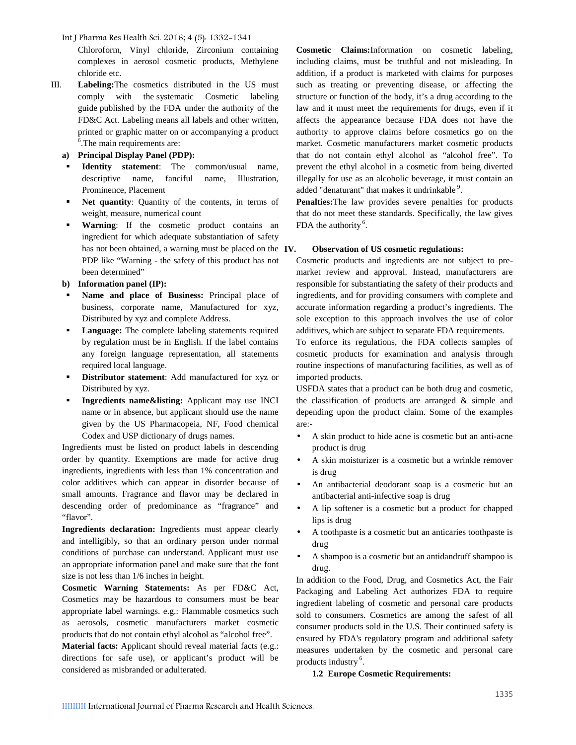Chloroform, Vinyl chloride, Zirconium containing complexes in aerosol cosmetic products, Methylene chloride etc.

III. **Labeling:** The cosmetics distributed in the US must comply with the systematic Cosmetic labeling guide published by the FDA under the authority of the FD&C Act. Labeling means all labels and other written, printed or graphic matter on or accompanying a product [6]. The main requirements are:

a) **Principal Display Panel (PDP):**

- **Identity statement**: The common/usual name, descriptive name, fanciful name, Illustration, Prominence, Placement
- **Net quantity**: Quantity of the contents, in terms of weight, measure, numerical count
- **Warning**: If the cosmetic product contains an ingredient for which adequate substantiation of safety has not been obtained, a warning must be placed on the PDP like "Warning - the safety of this product has not been determined"

b) **Information panel (IP):**

- **Name and place of Business:** Principal place of business, corporate name, Manufactured for xyz, Distributed by xyz and complete Address.
- **Language:** The complete labeling statements required by regulation must be in English. If the label contains any foreign language representation, all statements required local language.
- **Distributor statement**: Add manufactured for xyz or Distributed by xyz.
- **Ingredients name&listing:** Applicant may use INCI name or in absence, but applicant should use the name given by the US Pharmacopeia, NF, Food chemical Codex and USP dictionary of drugs names.

Ingredients must be listed on product labels in descending order by quantity. Exemptions are made for active drug ingredients, ingredients with less than 1% concentration and color additives which can appear in disorder because of small amounts. Fragrance and flavor may be declared in descending order of predominance as "fragrance" and "flavor".

**Ingredients declaration:** Ingredients must appear clearly and intelligibly, so that an ordinary person under normal conditions of purchase can understand. Applicant must use an appropriate information panel and make sure that the font size is not less than 1/6 inches in height.

**Cosmetic Warning Statements:** As per FD&C Act, Cosmetics may be hazardous to consumers must be bear appropriate label warnings. e.g.: Flammable cosmetics such as aerosols, cosmetic manufacturers market cosmetic products that do not contain ethyl alcohol as "alcohol free".

**Material facts:** Applicant should reveal material facts (e.g.: directions for safe use), or applicant's product will be considered as misbranded or adulterated.

**Cosmetic Claims:** Information on cosmetic labeling, including claims, must be truthful and not misleading. In addition, if a product is marketed with claims for purposes such as treating or preventing disease, or affecting the structure or function of the body, it's a drug according to the law and it must meet the requirements for drugs, even if it affects the appearance because FDA does not have the authority to approve claims before cosmetics go on the market. Cosmetic manufacturers market cosmetic products that do not contain ethyl alcohol as "alcohol free". To prevent the ethyl alcohol in a cosmetic from being diverted illegally for use as an alcoholic beverage, it must contain an added "denaturant" that makes it undrinkable [9].

**Penalties:** The law provides severe penalties for products that do not meet these standards. Specifically, the law gives FDA the authority [6].

IV. **Observation of US cosmetic regulations:**

Cosmetic products and ingredients are not subject to pre-market review and approval. Instead, manufacturers are responsible for substantiating the safety of their products and ingredients, and for providing consumers with complete and accurate information regarding a product's ingredients. The sole exception to this approach involves the use of color additives, which are subject to separate FDA requirements.

To enforce its regulations, the FDA collects samples of cosmetic products for examination and analysis through routine inspections of manufacturing facilities, as well as of imported products.

USFDA states that a product can be both drug and cosmetic, the classification of products are arranged & simple and depending upon the product claim. Some of the examples are:-

- A skin product to hide acne is cosmetic but an anti-acne product is drug
- A skin moisturizer is a cosmetic but a wrinkle remover is drug
- An antibacterial deodorant soap is a cosmetic but an antibacterial anti-infective soap is drug
- A lip softener is a cosmetic but a product for chapped lips is drug
- A toothpaste is a cosmetic but an anticaries toothpaste is drug
- A shampoo is a cosmetic but an antidandruff shampoo is drug.

In addition to the Food, Drug, and Cosmetics Act, the Fair Packaging and Labeling Act authorizes FDA to require ingredient labeling of cosmetic and personal care products sold to consumers. Cosmetics are among the safest of all consumer products sold in the U.S. Their continued safety is ensured by FDA's regulatory program and additional safety measures undertaken by the cosmetic and personal care products industry [6].

### 1.2 Europe Cosmetic Requirements: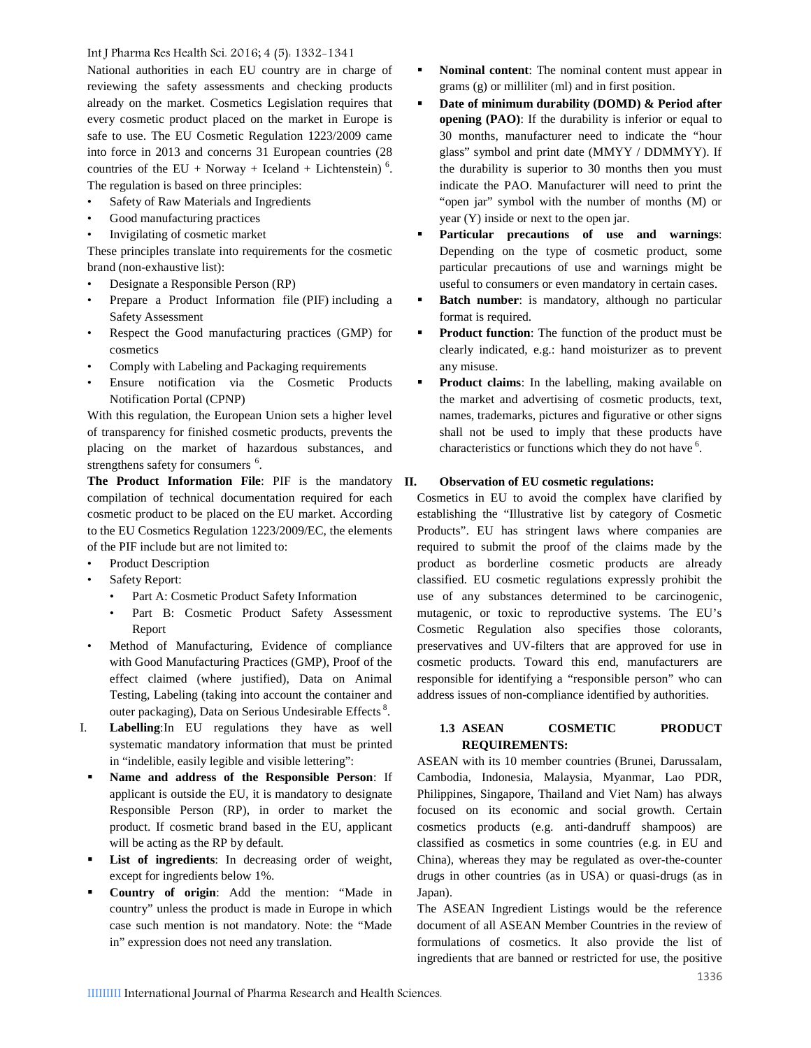National authorities in each EU country are in charge of reviewing the safety assessments and checking products already on the market. Cosmetics Legislation requires that every cosmetic product placed on the market in Europe is safe to use. The EU Cosmetic Regulation 1223/2009 came into force in 2013 and concerns 31 European countries (28 countries of the EU + Norway + Iceland + Lichtenstein) [6]. The regulation is based on three principles:

- Safety of Raw Materials and Ingredients
- Good manufacturing practices
- Invigilating of cosmetic market

These principles translate into requirements for the cosmetic brand (non-exhaustive list):

- Designate a Responsible Person (RP)
- Prepare a Product Information file (PIF) including a Safety Assessment
- Respect the Good manufacturing practices (GMP) for cosmetics
- Comply with Labeling and Packaging requirements
- Ensure notification via the Cosmetic Products Notification Portal (CPNP)

With this regulation, the European Union sets a higher level of transparency for finished cosmetic products, prevents the placing on the market of hazardous substances, and strengthens safety for consumers [6].

**The Product Information File**: PIF is the mandatory compilation of technical documentation required for each cosmetic product to be placed on the EU market. According to the EU Cosmetics Regulation 1223/2009/EC, the elements of the PIF include but are not limited to:

- Product Description
- Safety Report:
  - Part A: Cosmetic Product Safety Information
  - Part B: Cosmetic Product Safety Assessment Report
- Method of Manufacturing, Evidence of compliance with Good Manufacturing Practices (GMP), Proof of the effect claimed (where justified), Data on Animal Testing, Labeling (taking into account the container and outer packaging), Data on Serious Undesirable Effects [8].

I. **Labelling**:In EU regulations they have as well systematic mandatory information that must be printed in "indelible, easily legible and visible lettering":

- **Name and address of the Responsible Person**: If applicant is outside the EU, it is mandatory to designate Responsible Person (RP), in order to market the product. If cosmetic brand based in the EU, applicant will be acting as the RP by default.
- **List of ingredients**: In decreasing order of weight, except for ingredients below 1%.
- **Country of origin**: Add the mention: "Made in country" unless the product is made in Europe in which case such mention is not mandatory. Note: the "Made in" expression does not need any translation.
- **Nominal content**: The nominal content must appear in grams (g) or milliliter (ml) and in first position.
- **Date of minimum durability (DOMD) & Period after opening (PAO)**: If the durability is inferior or equal to 30 months, manufacturer need to indicate the "hour glass" symbol and print date (MMYY / DDMMYY). If the durability is superior to 30 months then you must indicate the PAO. Manufacturer will need to print the "open jar" symbol with the number of months (M) or year (Y) inside or next to the open jar.
- **Particular precautions of use and warnings**: Depending on the type of cosmetic product, some particular precautions of use and warnings might be useful to consumers or even mandatory in certain cases.
- **Batch number**: is mandatory, although no particular format is required.
- **Product function**: The function of the product must be clearly indicated, e.g.: hand moisturizer as to prevent any misuse.
- **Product claims**: In the labelling, making available on the market and advertising of cosmetic products, text, names, trademarks, pictures and figurative or other signs shall not be used to imply that these products have characteristics or functions which they do not have [6].

II. **Observation of EU cosmetic regulations:**

Cosmetics in EU to avoid the complex have clarified by establishing the "Illustrative list by category of Cosmetic Products". EU has stringent laws where companies are required to submit the proof of the claims made by the product as borderline cosmetic products are already classified. EU cosmetic regulations expressly prohibit the use of any substances determined to be carcinogenic, mutagenic, or toxic to reproductive systems. The EU's Cosmetic Regulation also specifies those colorants, preservatives and UV-filters that are approved for use in cosmetic products. Toward this end, manufacturers are responsible for identifying a "responsible person" who can address issues of non-compliance identified by authorities.

### 1.3 ASEAN COSMETIC PRODUCT REQUIREMENTS:

ASEAN with its 10 member countries (Brunei, Darussalam, Cambodia, Indonesia, Malaysia, Myanmar, Lao PDR, Philippines, Singapore, Thailand and Viet Nam) has always focused on its economic and social growth. Certain cosmetics products (e.g. anti-dandruff shampoos) are classified as cosmetics in some countries (e.g. in EU and China), whereas they may be regulated as over-the-counter drugs in other countries (as in USA) or quasi-drugs (as in Japan).

The ASEAN Ingredient Listings would be the reference document of all ASEAN Member Countries in the review of formulations of cosmetics. It also provide the list of ingredients that are banned or restricted for use, the positive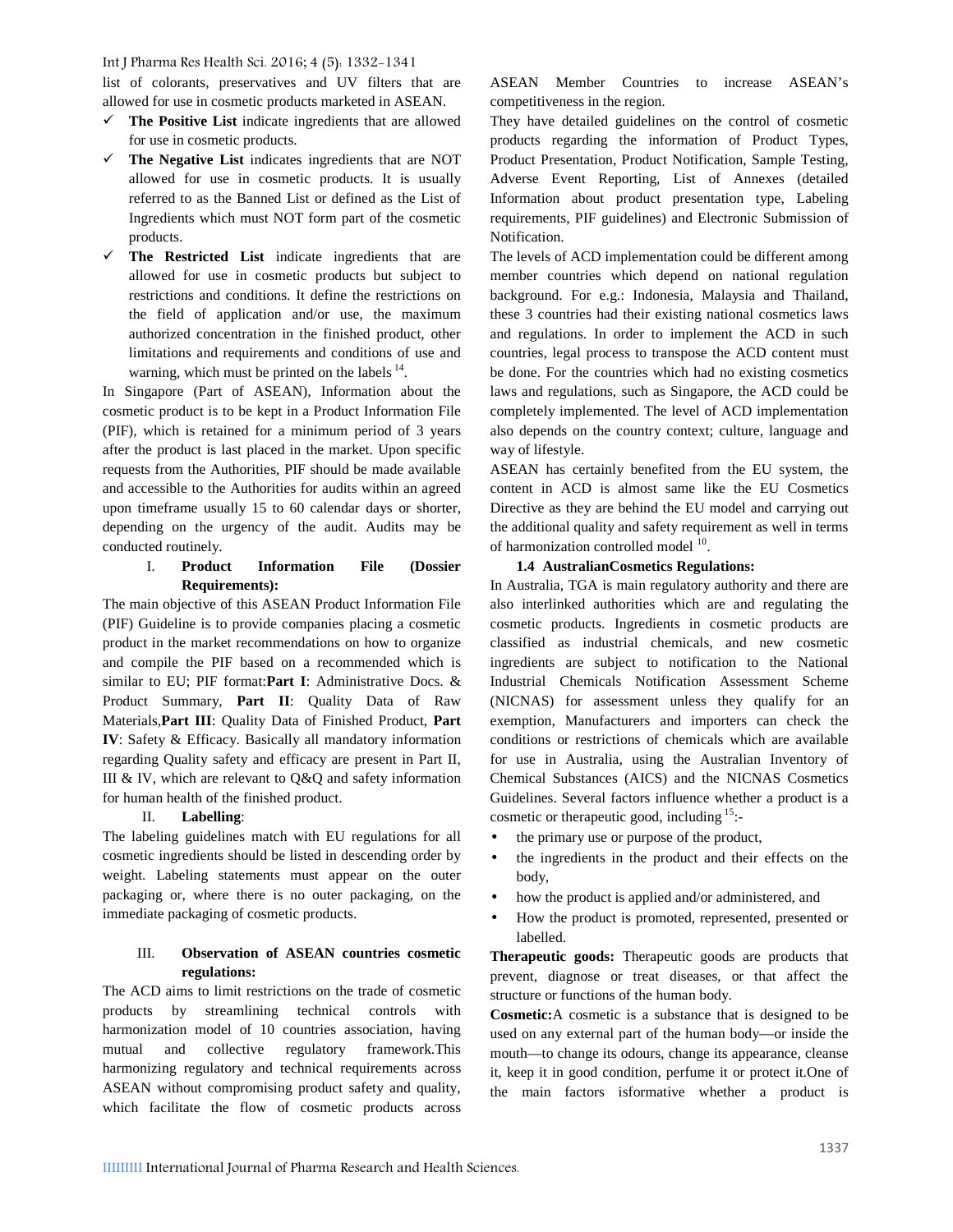list of colorants, preservatives and UV filters that are allowed for use in cosmetic products marketed in ASEAN.

- ✓ **The Positive List** indicate ingredients that are allowed for use in cosmetic products.
- ✓ **The Negative List** indicates ingredients that are NOT allowed for use in cosmetic products. It is usually referred to as the Banned List or defined as the List of Ingredients which must NOT form part of the cosmetic products.
- ✓ **The Restricted List** indicate ingredients that are allowed for use in cosmetic products but subject to restrictions and conditions. It define the restrictions on the field of application and/or use, the maximum authorized concentration in the finished product, other limitations and requirements and conditions of use and warning, which must be printed on the labels [14].

In Singapore (Part of ASEAN), Information about the cosmetic product is to be kept in a Product Information File (PIF), which is retained for a minimum period of 3 years after the product is last placed in the market. Upon specific requests from the Authorities, PIF should be made available and accessible to the Authorities for audits within an agreed upon timeframe usually 15 to 60 calendar days or shorter, depending on the urgency of the audit. Audits may be conducted routinely.

I. **Product Information File (Dossier Requirements):**

The main objective of this ASEAN Product Information File (PIF) Guideline is to provide companies placing a cosmetic product in the market recommendations on how to organize and compile the PIF based on a recommended which is similar to EU; PIF format:**Part I**: Administrative Docs. & Product Summary, **Part II**: Quality Data of Raw Materials,**Part III**: Quality Data of Finished Product, **Part IV**: Safety & Efficacy. Basically all mandatory information regarding Quality safety and efficacy are present in Part II, III & IV, which are relevant to Q&Q and safety information for human health of the finished product.

II. **Labelling**:

The labeling guidelines match with EU regulations for all cosmetic ingredients should be listed in descending order by weight. Labeling statements must appear on the outer packaging or, where there is no outer packaging, on the immediate packaging of cosmetic products.

III. **Observation of ASEAN countries cosmetic regulations:**

The ACD aims to limit restrictions on the trade of cosmetic products by streamlining technical controls with harmonization model of 10 countries association, having mutual and collective regulatory framework.This harmonizing regulatory and technical requirements across ASEAN without compromising product safety and quality, which facilitate the flow of cosmetic products across ASEAN Member Countries to increase ASEAN's competitiveness in the region.

They have detailed guidelines on the control of cosmetic products regarding the information of Product Types, Product Presentation, Product Notification, Sample Testing, Adverse Event Reporting, List of Annexes (detailed Information about product presentation type, Labeling requirements, PIF guidelines) and Electronic Submission of Notification.

The levels of ACD implementation could be different among member countries which depend on national regulation background. For e.g.: Indonesia, Malaysia and Thailand, these 3 countries had their existing national cosmetics laws and regulations. In order to implement the ACD in such countries, legal process to transpose the ACD content must be done. For the countries which had no existing cosmetics laws and regulations, such as Singapore, the ACD could be completely implemented. The level of ACD implementation also depends on the country context; culture, language and way of lifestyle.

ASEAN has certainly benefited from the EU system, the content in ACD is almost same like the EU Cosmetics Directive as they are behind the EU model and carrying out the additional quality and safety requirement as well in terms of harmonization controlled model [10].

### 1.4 AustralianCosmetics Regulations:

In Australia, TGA is main regulatory authority and there are also interlinked authorities which are and regulating the cosmetic products. Ingredients in cosmetic products are classified as industrial chemicals, and new cosmetic ingredients are subject to notification to the National Industrial Chemicals Notification Assessment Scheme (NICNAS) for assessment unless they qualify for an exemption, Manufacturers and importers can check the conditions or restrictions of chemicals which are available for use in Australia, using the Australian Inventory of Chemical Substances (AICS) and the NICNAS Cosmetics Guidelines. Several factors influence whether a product is a cosmetic or therapeutic good, including [15]:-

- the primary use or purpose of the product,
- the ingredients in the product and their effects on the body,
- how the product is applied and/or administered, and
- How the product is promoted, represented, presented or labelled.

**Therapeutic goods:** Therapeutic goods are products that prevent, diagnose or treat diseases, or that affect the structure or functions of the human body.

**Cosmetic:**A cosmetic is a substance that is designed to be used on any external part of the human body—or inside the mouth—to change its odours, change its appearance, cleanse it, keep it in good condition, perfume it or protect it.One of the main factors isformative whether a product is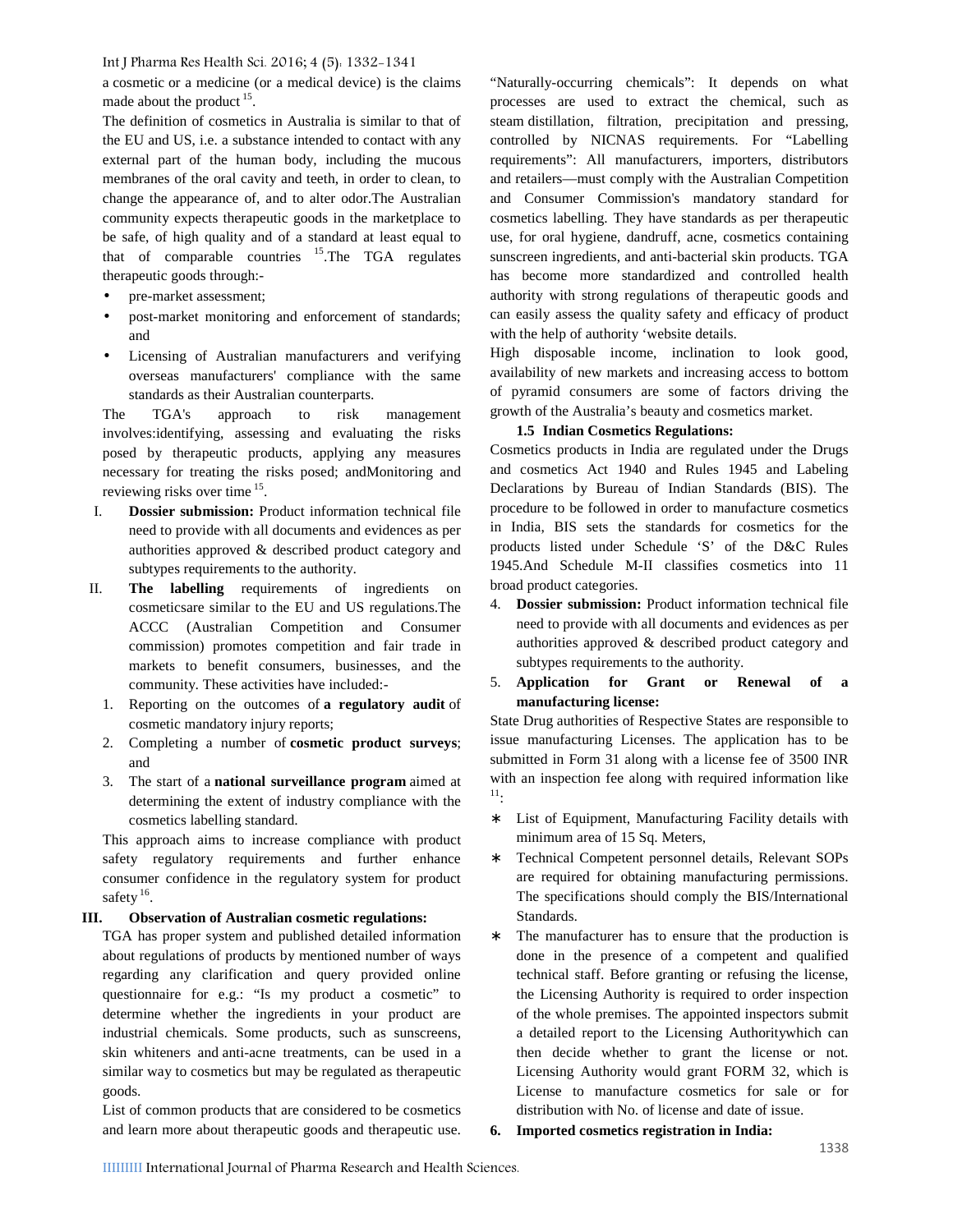a cosmetic or a medicine (or a medical device) is the claims made about the product [15].

The definition of cosmetics in Australia is similar to that of the EU and US, i.e. a substance intended to contact with any external part of the human body, including the mucous membranes of the oral cavity and teeth, in order to clean, to change the appearance of, and to alter odor.The Australian community expects therapeutic goods in the marketplace to be safe, of high quality and of a standard at least equal to that of comparable countries [15].The TGA regulates therapeutic goods through:-

- pre-market assessment;
- post-market monitoring and enforcement of standards; and
- Licensing of Australian manufacturers and verifying overseas manufacturers' compliance with the same standards as their Australian counterparts.

The TGA's approach to risk management involves:identifying, assessing and evaluating the risks posed by therapeutic products, applying any measures necessary for treating the risks posed; andMonitoring and reviewing risks over time [15].

I. **Dossier submission:** Product information technical file need to provide with all documents and evidences as per authorities approved & described product category and subtypes requirements to the authority.

II. **The labelling** requirements of ingredients on cosmeticsare similar to the EU and US regulations.The ACCC (Australian Competition and Consumer commission) promotes competition and fair trade in markets to benefit consumers, businesses, and the community. These activities have included:-

1. Reporting on the outcomes of **a regulatory audit** of cosmetic mandatory injury reports;
2. Completing a number of **cosmetic product surveys**; and
3. The start of a **national surveillance program** aimed at determining the extent of industry compliance with the cosmetics labelling standard.

This approach aims to increase compliance with product safety regulatory requirements and further enhance consumer confidence in the regulatory system for product safety [16].

III. **Observation of Australian cosmetic regulations:**

TGA has proper system and published detailed information about regulations of products by mentioned number of ways regarding any clarification and query provided online questionnaire for e.g.: "Is my product a cosmetic" to determine whether the ingredients in your product are industrial chemicals. Some products, such as sunscreens, skin whiteners and anti-acne treatments, can be used in a similar way to cosmetics but may be regulated as therapeutic goods.

List of common products that are considered to be cosmetics and learn more about therapeutic goods and therapeutic use. "Naturally-occurring chemicals": It depends on what processes are used to extract the chemical, such as steam distillation, filtration, precipitation and pressing, controlled by NICNAS requirements. For "Labelling requirements": All manufacturers, importers, distributors and retailers—must comply with the Australian Competition and Consumer Commission's mandatory standard for cosmetics labelling. They have standards as per therapeutic use, for oral hygiene, dandruff, acne, cosmetics containing sunscreen ingredients, and anti-bacterial skin products. TGA has become more standardized and controlled health authority with strong regulations of therapeutic goods and can easily assess the quality safety and efficacy of product with the help of authority 'website details.

High disposable income, inclination to look good, availability of new markets and increasing access to bottom of pyramid consumers are some of factors driving the growth of the Australia's beauty and cosmetics market.

### 1.5 Indian Cosmetics Regulations:

Cosmetics products in India are regulated under the Drugs and cosmetics Act 1940 and Rules 1945 and Labeling Declarations by Bureau of Indian Standards (BIS). The procedure to be followed in order to manufacture cosmetics in India, BIS sets the standards for cosmetics for the products listed under Schedule 'S' of the D&C Rules 1945.And Schedule M-II classifies cosmetics into 11 broad product categories.

4. **Dossier submission:** Product information technical file need to provide with all documents and evidences as per authorities approved & described product category and subtypes requirements to the authority.
5. **Application for Grant or Renewal of a manufacturing license:**

State Drug authorities of Respective States are responsible to issue manufacturing Licenses. The application has to be submitted in Form 31 along with a license fee of 3500 INR with an inspection fee along with required information like [11]:

- List of Equipment, Manufacturing Facility details with minimum area of 15 Sq. Meters,
- Technical Competent personnel details, Relevant SOPs are required for obtaining manufacturing permissions. The specifications should comply the BIS/International Standards.
- The manufacturer has to ensure that the production is done in the presence of a competent and qualified technical staff. Before granting or refusing the license, the Licensing Authority is required to order inspection of the whole premises. The appointed inspectors submit a detailed report to the Licensing Authoritywhich can then decide whether to grant the license or not. Licensing Authority would grant FORM 32, which is License to manufacture cosmetics for sale or for distribution with No. of license and date of issue.

6. **Imported cosmetics registration in India:**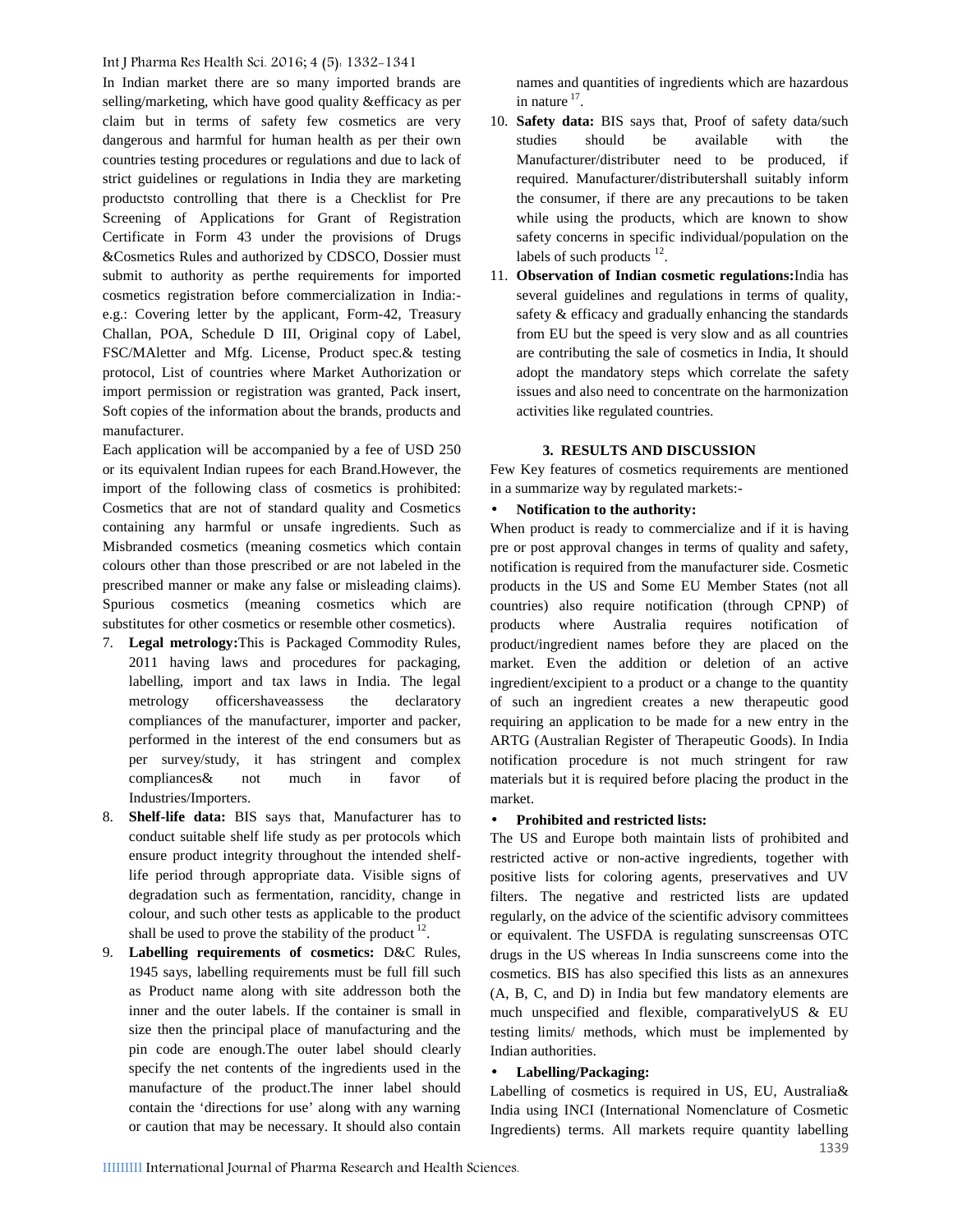In Indian market there are so many imported brands are selling/marketing, which have good quality &efficacy as per claim but in terms of safety few cosmetics are very dangerous and harmful for human health as per their own countries testing procedures or regulations and due to lack of strict guidelines or regulations in India they are marketing productsto controlling that there is a Checklist for Pre Screening of Applications for Grant of Registration Certificate in Form 43 under the provisions of Drugs &Cosmetics Rules and authorized by CDSCO, Dossier must submit to authority as perthe requirements for imported cosmetics registration before commercialization in India:- e.g.: Covering letter by the applicant, Form-42, Treasury Challan, POA, Schedule D III, Original copy of Label, FSC/MAletter and Mfg. License, Product spec.& testing protocol, List of countries where Market Authorization or import permission or registration was granted, Pack insert, Soft copies of the information about the brands, products and manufacturer.

Each application will be accompanied by a fee of USD 250 or its equivalent Indian rupees for each Brand.However, the import of the following class of cosmetics is prohibited: Cosmetics that are not of standard quality and Cosmetics containing any harmful or unsafe ingredients. Such as Misbranded cosmetics (meaning cosmetics which contain colours other than those prescribed or are not labeled in the prescribed manner or make any false or misleading claims). Spurious cosmetics (meaning cosmetics which are substitutes for other cosmetics or resemble other cosmetics).

7. **Legal metrology:**This is Packaged Commodity Rules, 2011 having laws and procedures for packaging, labelling, import and tax laws in India. The legal metrology officershaveassess the declaratory compliances of the manufacturer, importer and packer, performed in the interest of the end consumers but as per survey/study, it has stringent and complex compliances& not much in favor of Industries/Importers.
8. **Shelf-life data:** BIS says that, Manufacturer has to conduct suitable shelf life study as per protocols which ensure product integrity throughout the intended shelf-life period through appropriate data. Visible signs of degradation such as fermentation, rancidity, change in colour, and such other tests as applicable to the product shall be used to prove the stability of the product [12].
9. **Labelling requirements of cosmetics:** D&C Rules, 1945 says, labelling requirements must be full fill such as Product name along with site addresson both the inner and the outer labels. If the container is small in size then the principal place of manufacturing and the pin code are enough.The outer label should clearly specify the net contents of the ingredients used in the manufacture of the product.The inner label should contain the 'directions for use' along with any warning or caution that may be necessary. It should also contain names and quantities of ingredients which are hazardous in nature [17].
10. **Safety data:** BIS says that, Proof of safety data/such studies should be available with the Manufacturer/distributer need to be produced, if required. Manufacturer/distributershall suitably inform the consumer, if there are any precautions to be taken while using the products, which are known to show safety concerns in specific individual/population on the labels of such products [12].
11. **Observation of Indian cosmetic regulations:**India has several guidelines and regulations in terms of quality, safety & efficacy and gradually enhancing the standards from EU but the speed is very slow and as all countries are contributing the sale of cosmetics in India, It should adopt the mandatory steps which correlate the safety issues and also need to concentrate on the harmonization activities like regulated countries.

## 3. RESULTS AND DISCUSSION

Few Key features of cosmetics requirements are mentioned in a summarize way by regulated markets:-

- **Notification to the authority:**

When product is ready to commercialize and if it is having pre or post approval changes in terms of quality and safety, notification is required from the manufacturer side. Cosmetic products in the US and Some EU Member States (not all countries) also require notification (through CPNP) of products where Australia requires notification of product/ingredient names before they are placed on the market. Even the addition or deletion of an active ingredient/excipient to a product or a change to the quantity of such an ingredient creates a new therapeutic good requiring an application to be made for a new entry in the ARTG (Australian Register of Therapeutic Goods). In India notification procedure is not much stringent for raw materials but it is required before placing the product in the market.

- **Prohibited and restricted lists:**

The US and Europe both maintain lists of prohibited and restricted active or non-active ingredients, together with positive lists for coloring agents, preservatives and UV filters. The negative and restricted lists are updated regularly, on the advice of the scientific advisory committees or equivalent. The USFDA is regulating sunscreensas OTC drugs in the US whereas In India sunscreens come into the cosmetics. BIS has also specified this lists as an annexures (A, B, C, and D) in India but few mandatory elements are much unspecified and flexible, comparativelyUS & EU testing limits/ methods, which must be implemented by Indian authorities.

- **Labelling/Packaging:**

Labelling of cosmetics is required in US, EU, Australia& India using INCI (International Nomenclature of Cosmetic Ingredients) terms. All markets require quantity labelling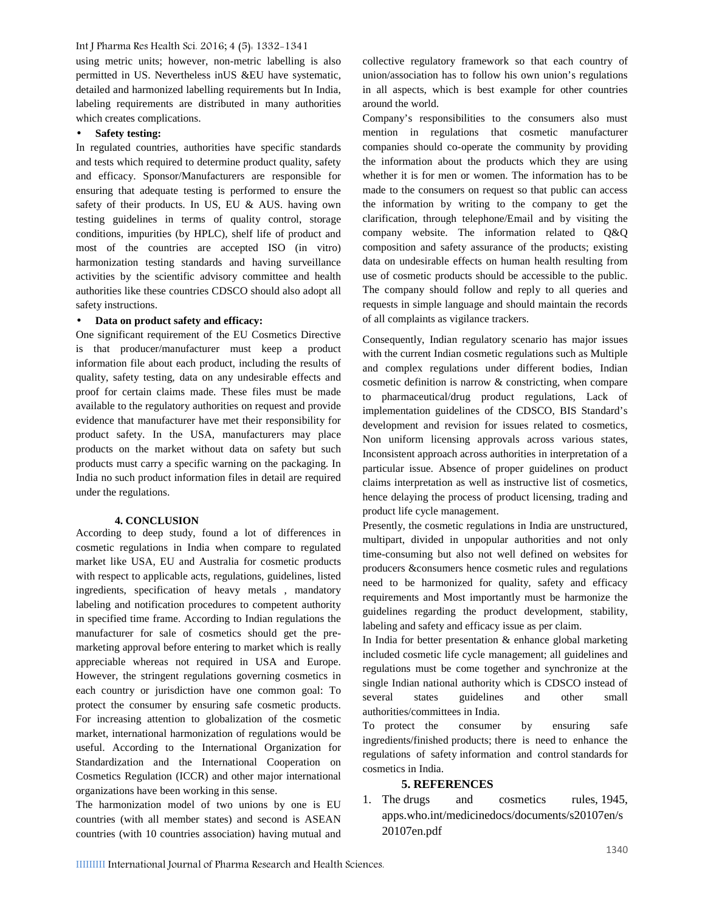using metric units; however, non-metric labelling is also permitted in US. Nevertheless inUS &EU have systematic, detailed and harmonized labelling requirements but In India, labeling requirements are distributed in many authorities which creates complications.

- **Safety testing:**

In regulated countries, authorities have specific standards and tests which required to determine product quality, safety and efficacy. Sponsor/Manufacturers are responsible for ensuring that adequate testing is performed to ensure the safety of their products. In US, EU & AUS. having own testing guidelines in terms of quality control, storage conditions, impurities (by HPLC), shelf life of product and most of the countries are accepted ISO (in vitro) harmonization testing standards and having surveillance activities by the scientific advisory committee and health authorities like these countries CDSCO should also adopt all safety instructions.

- **Data on product safety and efficacy:**

One significant requirement of the EU Cosmetics Directive is that producer/manufacturer must keep a product information file about each product, including the results of quality, safety testing, data on any undesirable effects and proof for certain claims made. These files must be made available to the regulatory authorities on request and provide evidence that manufacturer have met their responsibility for product safety. In the USA, manufacturers may place products on the market without data on safety but such products must carry a specific warning on the packaging. In India no such product information files in detail are required under the regulations.

## 4. CONCLUSION

According to deep study, found a lot of differences in cosmetic regulations in India when compare to regulated market like USA, EU and Australia for cosmetic products with respect to applicable acts, regulations, guidelines, listed ingredients, specification of heavy metals , mandatory labeling and notification procedures to competent authority in specified time frame. According to Indian regulations the manufacturer for sale of cosmetics should get the pre-marketing approval before entering to market which is really appreciable whereas not required in USA and Europe. However, the stringent regulations governing cosmetics in each country or jurisdiction have one common goal: To protect the consumer by ensuring safe cosmetic products. For increasing attention to globalization of the cosmetic market, international harmonization of regulations would be useful. According to the International Organization for Standardization and the International Cooperation on Cosmetics Regulation (ICCR) and other major international organizations have been working in this sense.

The harmonization model of two unions by one is EU countries (with all member states) and second is ASEAN countries (with 10 countries association) having mutual and collective regulatory framework so that each country of union/association has to follow his own union's regulations in all aspects, which is best example for other countries around the world.

Company's responsibilities to the consumers also must mention in regulations that cosmetic manufacturer companies should co-operate the community by providing the information about the products which they are using whether it is for men or women. The information has to be made to the consumers on request so that public can access the information by writing to the company to get the clarification, through telephone/Email and by visiting the company website. The information related to Q&Q composition and safety assurance of the products; existing data on undesirable effects on human health resulting from use of cosmetic products should be accessible to the public. The company should follow and reply to all queries and requests in simple language and should maintain the records of all complaints as vigilance trackers.

Consequently, Indian regulatory scenario has major issues with the current Indian cosmetic regulations such as Multiple and complex regulations under different bodies, Indian cosmetic definition is narrow & constricting, when compare to pharmaceutical/drug product regulations, Lack of implementation guidelines of the CDSCO, BIS Standard's development and revision for issues related to cosmetics, Non uniform licensing approvals across various states, Inconsistent approach across authorities in interpretation of a particular issue. Absence of proper guidelines on product claims interpretation as well as instructive list of cosmetics, hence delaying the process of product licensing, trading and product life cycle management.

Presently, the cosmetic regulations in India are unstructured, multipart, divided in unpopular authorities and not only time-consuming but also not well defined on websites for producers &consumers hence cosmetic rules and regulations need to be harmonized for quality, safety and efficacy requirements and Most importantly must be harmonize the guidelines regarding the product development, stability, labeling and safety and efficacy issue as per claim.

In India for better presentation & enhance global marketing included cosmetic life cycle management; all guidelines and regulations must be come together and synchronize at the single Indian national authority which is CDSCO instead of several states guidelines and other small authorities/committees in India.

To protect the consumer by ensuring safe ingredients/finished products; there is need to enhance the regulations of safety information and control standards for cosmetics in India.

## 5. REFERENCES

1. The drugs and cosmetics rules, 1945, apps.who.int/medicinedocs/documents/s20107en/s20107en.pdf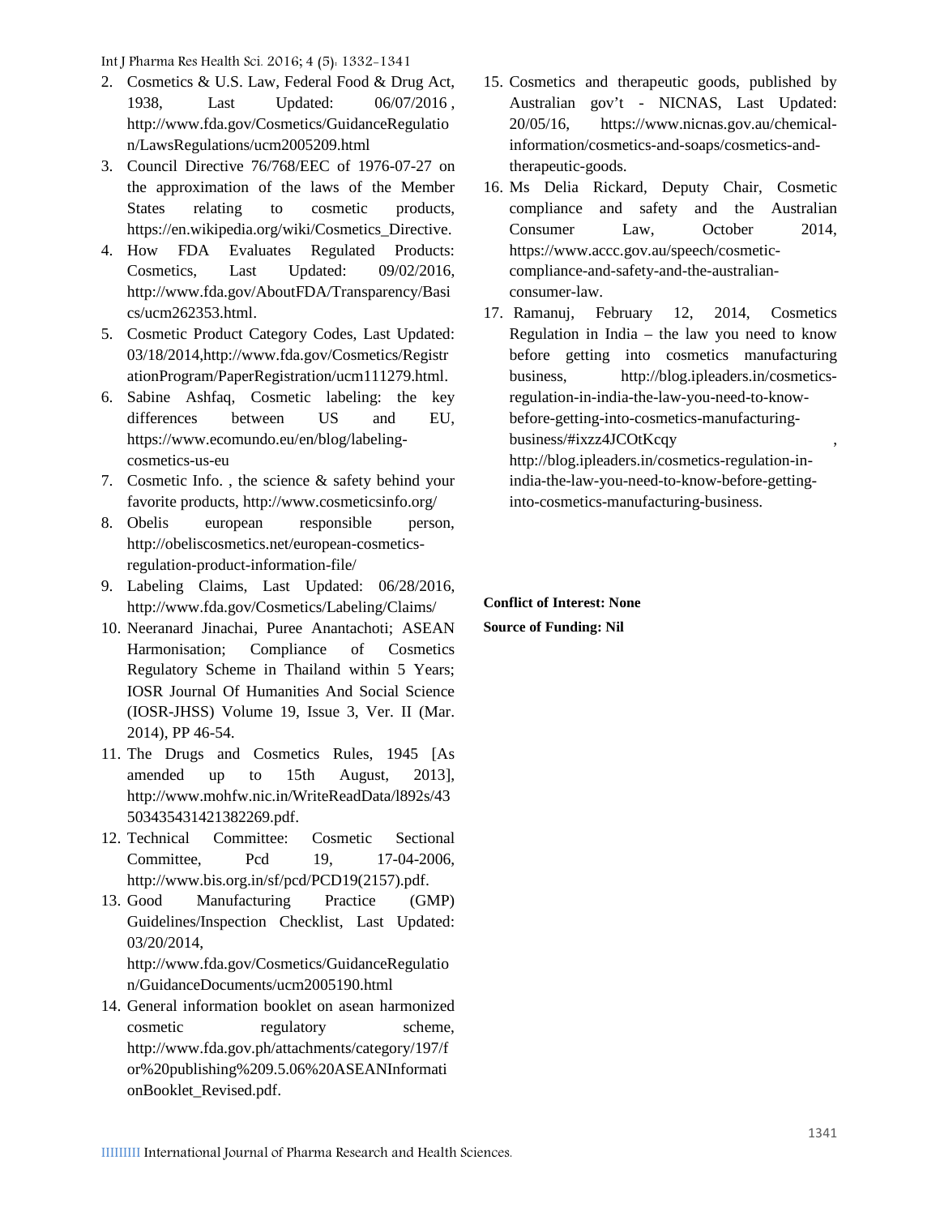2. Cosmetics & U.S. Law, Federal Food & Drug Act, 1938, Last Updated: 06/07/2016 , http://www.fda.gov/Cosmetics/GuidanceRegulation/LawsRegulations/ucm2005209.html
3. Council Directive 76/768/EEC of 1976-07-27 on the approximation of the laws of the Member States relating to cosmetic products, https://en.wikipedia.org/wiki/Cosmetics_Directive.
4. How FDA Evaluates Regulated Products: Cosmetics, Last Updated: 09/02/2016, http://www.fda.gov/AboutFDA/Transparency/Basics/ucm262353.html.
5. Cosmetic Product Category Codes, Last Updated: 03/18/2014,http://www.fda.gov/Cosmetics/RegistrationProgram/PaperRegistration/ucm111279.html.
6. Sabine Ashfaq, Cosmetic labeling: the key differences between US and EU, https://www.ecomundo.eu/en/blog/labeling-cosmetics-us-eu
7. Cosmetic Info. , the science & safety behind your favorite products, http://www.cosmeticsinfo.org/
8. Obelis european responsible person, http://obeliscosmetics.net/european-cosmetics-regulation-product-information-file/
9. Labeling Claims, Last Updated: 06/28/2016, http://www.fda.gov/Cosmetics/Labeling/Claims/
10. Neeranard Jinachai, Puree Anantachoti; ASEAN Harmonisation; Compliance of Cosmetics Regulatory Scheme in Thailand within 5 Years; IOSR Journal Of Humanities And Social Science (IOSR-JHSS) Volume 19, Issue 3, Ver. II (Mar. 2014), PP 46-54.
11. The Drugs and Cosmetics Rules, 1945 [As amended up to 15th August, 2013], http://www.mohfw.nic.in/WriteReadData/l892s/43503435431421382269.pdf.
12. Technical Committee: Cosmetic Sectional Committee, Pcd 19, 17-04-2006, http://www.bis.org.in/sf/pcd/PCD19(2157).pdf.
13. Good Manufacturing Practice (GMP) Guidelines/Inspection Checklist, Last Updated: 03/20/2014, http://www.fda.gov/Cosmetics/GuidanceRegulation/GuidanceDocuments/ucm2005190.html
14. General information booklet on asean harmonized cosmetic regulatory scheme, http://www.fda.gov.ph/attachments/category/197/for%20publishing%209.5.06%20ASEANInformationBooklet_Revised.pdf.
15. Cosmetics and therapeutic goods, published by Australian gov't - NICNAS, Last Updated: 20/05/16, https://www.nicnas.gov.au/chemical-information/cosmetics-and-soaps/cosmetics-and-therapeutic-goods.
16. Ms Delia Rickard, Deputy Chair, Cosmetic compliance and safety and the Australian Consumer Law, October 2014, https://www.accc.gov.au/speech/cosmetic-compliance-and-safety-and-the-australian-consumer-law.
17. Ramanuj, February 12, 2014, Cosmetics Regulation in India – the law you need to know before getting into cosmetics manufacturing business, http://blog.ipleaders.in/cosmetics-regulation-in-india-the-law-you-need-to-know-before-getting-into-cosmetics-manufacturing-business/#ixzz4JCOtKcqy , http://blog.ipleaders.in/cosmetics-regulation-in-india-the-law-you-need-to-know-before-getting-into-cosmetics-manufacturing-business.

**Conflict of Interest: None**

**Source of Funding: Nil**